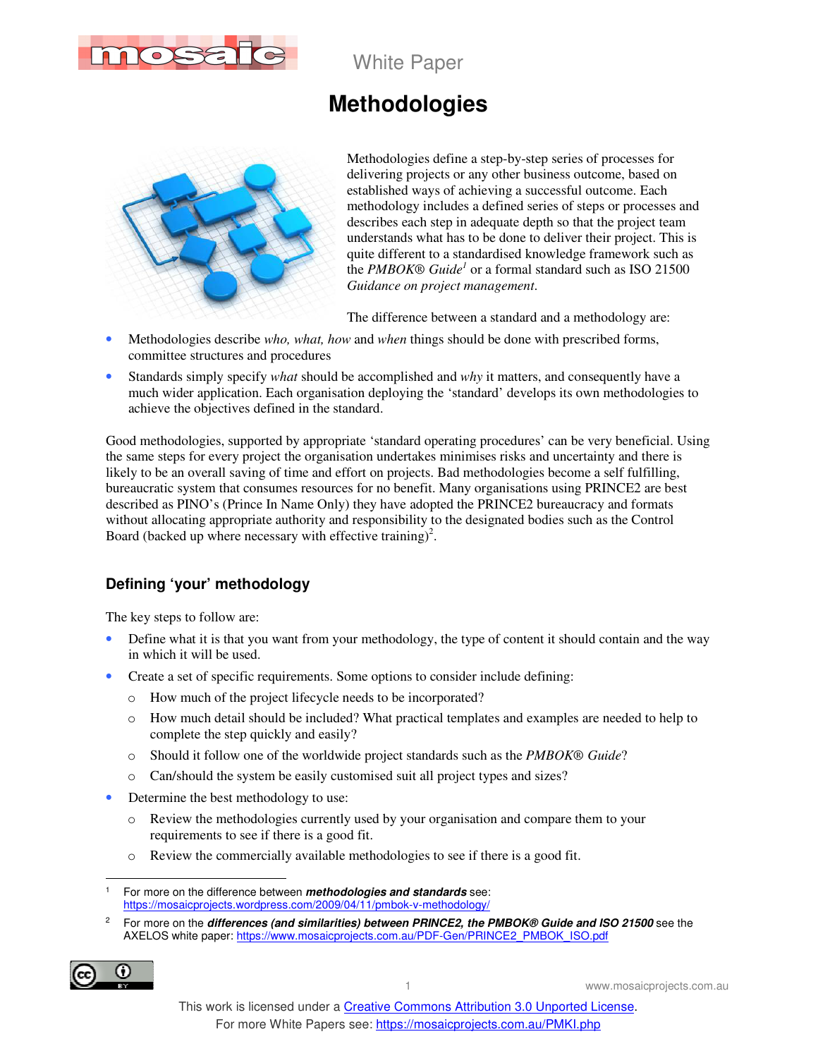White Paper

# Methodologies

Methodologies define a step-by-step series of processes for delivering projects or any other business outcome, based on established ways of achieving a successful outcome. Each methodology includes a defined series of steps or processes and describes each step in adequate depth so that the project team understands what has to be done to deliver their project. This is quite different to a standardised knowledge framework such as the *PMBOK® Guide*[1] or a formal standard such as ISO 21500 *Guidance on project management*.

The difference between a standard and a methodology are:

- Methodologies describe *who, what, how* and *when* things should be done with prescribed forms, committee structures and procedures
- Standards simply specify *what* should be accomplished and *why* it matters, and consequently have a much wider application. Each organisation deploying the 'standard' develops its own methodologies to achieve the objectives defined in the standard.

Good methodologies, supported by appropriate 'standard operating procedures' can be very beneficial. Using the same steps for every project the organisation undertakes minimises risks and uncertainty and there is likely to be an overall saving of time and effort on projects. Bad methodologies become a self fulfilling, bureaucratic system that consumes resources for no benefit. Many organisations using PRINCE2 are best described as PINO's (Prince In Name Only) they have adopted the PRINCE2 bureaucracy and formats without allocating appropriate authority and responsibility to the designated bodies such as the Control Board (backed up where necessary with effective training)[2].

## Defining 'your' methodology

The key steps to follow are:

- Define what it is that you want from your methodology, the type of content it should contain and the way in which it will be used.
- Create a set of specific requirements. Some options to consider include defining:
  - How much of the project lifecycle needs to be incorporated?
  - How much detail should be included? What practical templates and examples are needed to help to complete the step quickly and easily?
  - Should it follow one of the worldwide project standards such as the *PMBOK® Guide*?
  - Can/should the system be easily customised suit all project types and sizes?
- Determine the best methodology to use:
  - Review the methodologies currently used by your organisation and compare them to your requirements to see if there is a good fit.
  - Review the commercially available methodologies to see if there is a good fit.

---

1 For more on the difference between ***methodologies and standards*** see: https://mosaicprojects.wordpress.com/2009/04/11/pmbok-v-methodology/

2 For more on the ***differences (and similarities) between PRINCE2, the PMBOK® Guide and ISO 21500*** see the AXELOS white paper: https://www.mosaicprojects.com.au/PDF-Gen/PRINCE2_PMBOK_ISO.pdf

This work is licensed under a Creative Commons Attribution 3.0 Unported License.
For more White Papers see: https://mosaicprojects.com.au/PMKI.php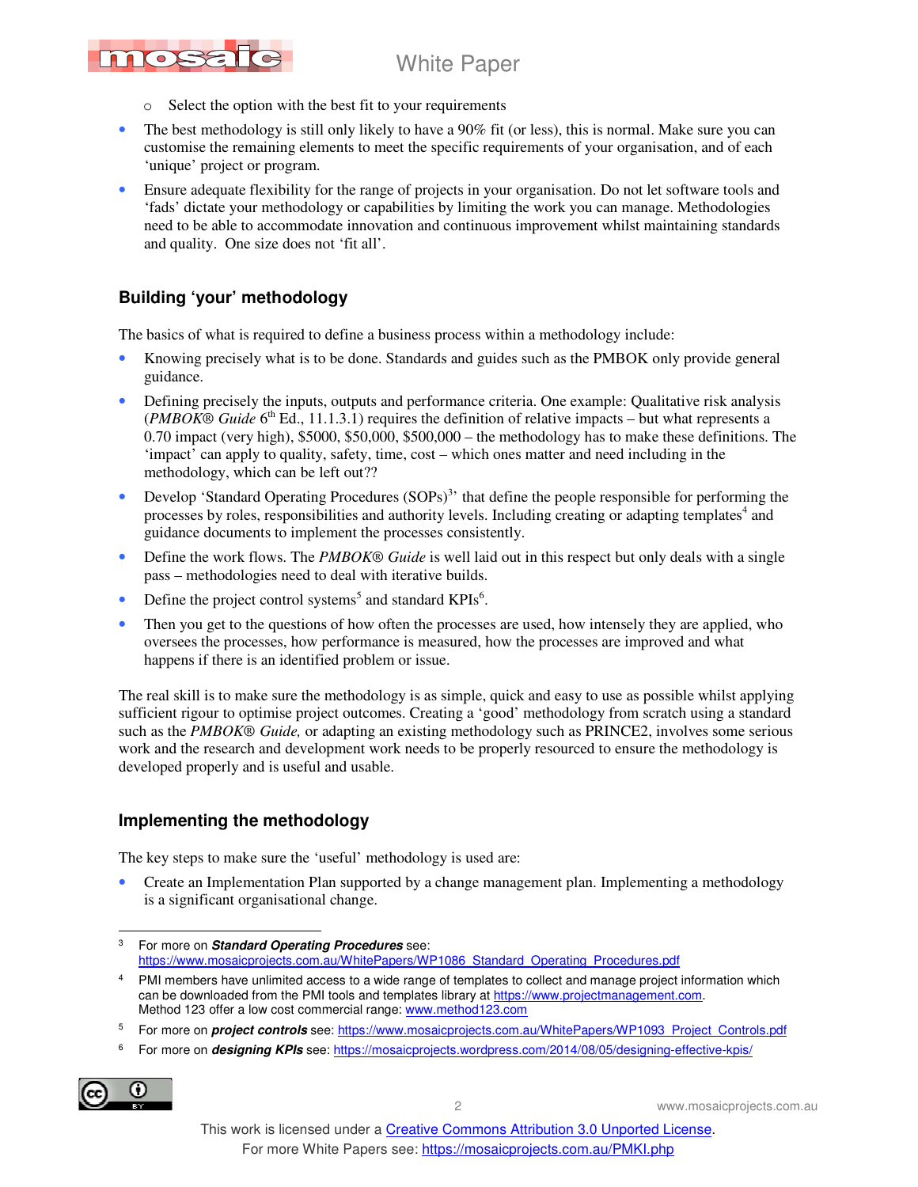- Select the option with the best fit to your requirements

- The best methodology is still only likely to have a 90% fit (or less), this is normal. Make sure you can customise the remaining elements to meet the specific requirements of your organisation, and of each 'unique' project or program.
- Ensure adequate flexibility for the range of projects in your organisation. Do not let software tools and 'fads' dictate your methodology or capabilities by limiting the work you can manage. Methodologies need to be able to accommodate innovation and continuous improvement whilst maintaining standards and quality. One size does not 'fit all'.

## Building 'your' methodology

The basics of what is required to define a business process within a methodology include:

- Knowing precisely what is to be done. Standards and guides such as the PMBOK only provide general guidance.
- Defining precisely the inputs, outputs and performance criteria. One example: Qualitative risk analysis (*PMBOK® Guide* 6th Ed., 11.1.3.1) requires the definition of relative impacts – but what represents a 0.70 impact (very high), $5000, $50,000, $500,000 – the methodology has to make these definitions. The 'impact' can apply to quality, safety, time, cost – which ones matter and need including in the methodology, which can be left out??
- Develop 'Standard Operating Procedures (SOPs)[3]' that define the people responsible for performing the processes by roles, responsibilities and authority levels. Including creating or adapting templates[4] and guidance documents to implement the processes consistently.
- Define the work flows. The *PMBOK® Guide* is well laid out in this respect but only deals with a single pass – methodologies need to deal with iterative builds.
- Define the project control systems[5] and standard KPIs[6].
- Then you get to the questions of how often the processes are used, how intensely they are applied, who oversees the processes, how performance is measured, how the processes are improved and what happens if there is an identified problem or issue.

The real skill is to make sure the methodology is as simple, quick and easy to use as possible whilst applying sufficient rigour to optimise project outcomes. Creating a 'good' methodology from scratch using a standard such as the *PMBOK® Guide,* or adapting an existing methodology such as PRINCE2, involves some serious work and the research and development work needs to be properly resourced to ensure the methodology is developed properly and is useful and usable.

## Implementing the methodology

The key steps to make sure the 'useful' methodology is used are:

- Create an Implementation Plan supported by a change management plan. Implementing a methodology is a significant organisational change.

---

[3] For more on ***Standard Operating Procedures*** see: https://www.mosaicprojects.com.au/WhitePapers/WP1086_Standard_Operating_Procedures.pdf

[4] PMI members have unlimited access to a wide range of templates to collect and manage project information which can be downloaded from the PMI tools and templates library at https://www.projectmanagement.com. Method 123 offer a low cost commercial range: www.method123.com

[5] For more on ***project controls*** see: https://www.mosaicprojects.com.au/WhitePapers/WP1093_Project_Controls.pdf

[6] For more on **designing KPIs** see: https://mosaicprojects.wordpress.com/2014/08/05/designing-effective-kpis/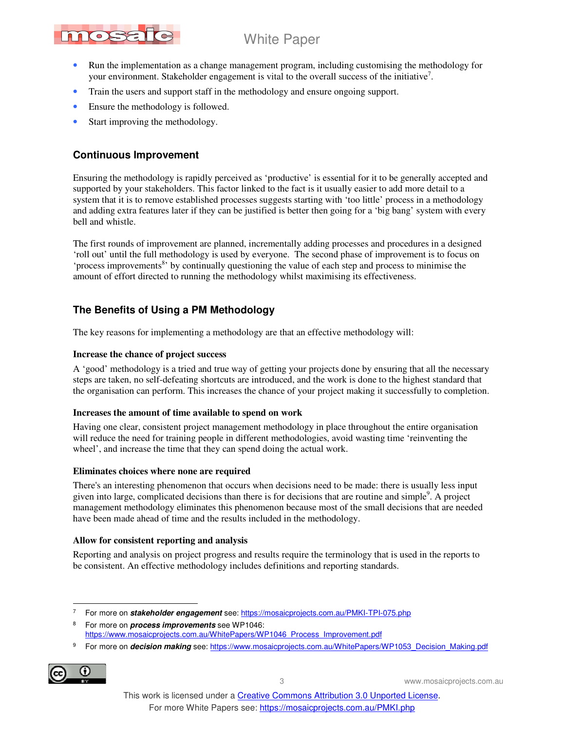- Run the implementation as a change management program, including customising the methodology for your environment. Stakeholder engagement is vital to the overall success of the initiative[7].
- Train the users and support staff in the methodology and ensure ongoing support.
- Ensure the methodology is followed.
- Start improving the methodology.

## Continuous Improvement

Ensuring the methodology is rapidly perceived as 'productive' is essential for it to be generally accepted and supported by your stakeholders. This factor linked to the fact is it usually easier to add more detail to a system that it is to remove established processes suggests starting with 'too little' process in a methodology and adding extra features later if they can be justified is better then going for a 'big bang' system with every bell and whistle.

The first rounds of improvement are planned, incrementally adding processes and procedures in a designed 'roll out' until the full methodology is used by everyone. The second phase of improvement is to focus on 'process improvements[8]' by continually questioning the value of each step and process to minimise the amount of effort directed to running the methodology whilst maximising its effectiveness.

## The Benefits of Using a PM Methodology

The key reasons for implementing a methodology are that an effective methodology will:

### Increase the chance of project success

A 'good' methodology is a tried and true way of getting your projects done by ensuring that all the necessary steps are taken, no self-defeating shortcuts are introduced, and the work is done to the highest standard that the organisation can perform. This increases the chance of your project making it successfully to completion.

### Increases the amount of time available to spend on work

Having one clear, consistent project management methodology in place throughout the entire organisation will reduce the need for training people in different methodologies, avoid wasting time 'reinventing the wheel', and increase the time that they can spend doing the actual work.

### Eliminates choices where none are required

There's an interesting phenomenon that occurs when decisions need to be made: there is usually less input given into large, complicated decisions than there is for decisions that are routine and simple[9]. A project management methodology eliminates this phenomenon because most of the small decisions that are needed have been made ahead of time and the results included in the methodology.

### Allow for consistent reporting and analysis

Reporting and analysis on project progress and results require the terminology that is used in the reports to be consistent. An effective methodology includes definitions and reporting standards.

---

[7] For more on ***stakeholder engagement*** see: https://mosaicprojects.com.au/PMKI-TPI-075.php

[8] For more on ***process improvements*** see WP1046: https://www.mosaicprojects.com.au/WhitePapers/WP1046_Process_Improvement.pdf

[9] For more on ***decision making*** see: https://www.mosaicprojects.com.au/WhitePapers/WP1053_Decision_Making.pdf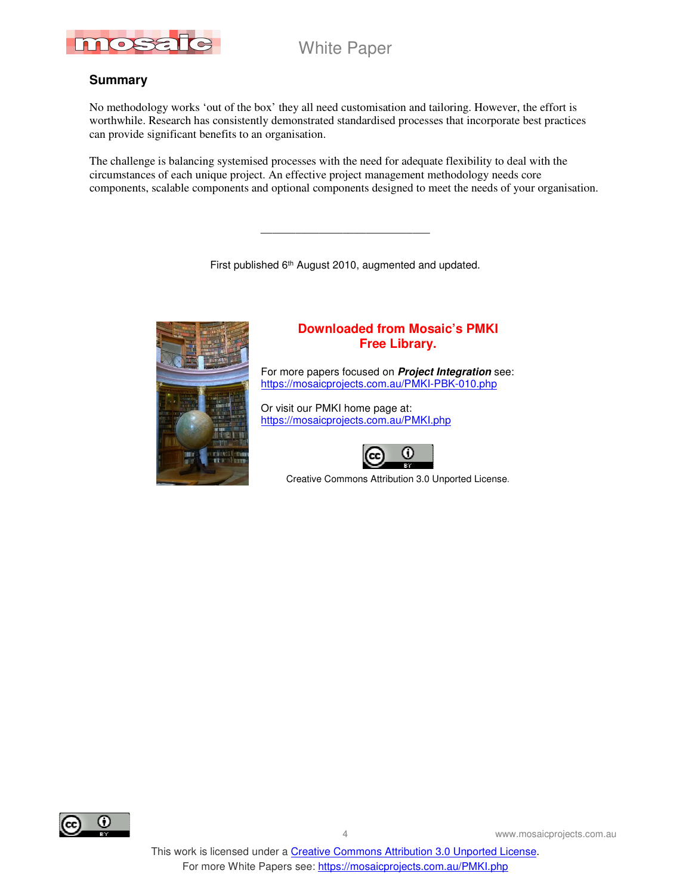## Summary

No methodology works 'out of the box' they all need customisation and tailoring. However, the effort is worthwhile. Research has consistently demonstrated standardised processes that incorporate best practices can provide significant benefits to an organisation.

The challenge is balancing systemised processes with the need for adequate flexibility to deal with the circumstances of each unique project. An effective project management methodology needs core components, scalable components and optional components designed to meet the needs of your organisation.

\_\_\_\_\_\_\_\_\_\_\_\_\_\_\_\_\_\_\_\_\_\_\_\_\_\_\_\_\_

First published 6th August 2010, augmented and updated.

**Downloaded from Mosaic's PMKI Free Library.**

For more papers focused on ***Project Integration*** see:
https://mosaicprojects.com.au/PMKI-PBK-010.php

Or visit our PMKI home page at:
https://mosaicprojects.com.au/PMKI.php

Creative Commons Attribution 3.0 Unported License.